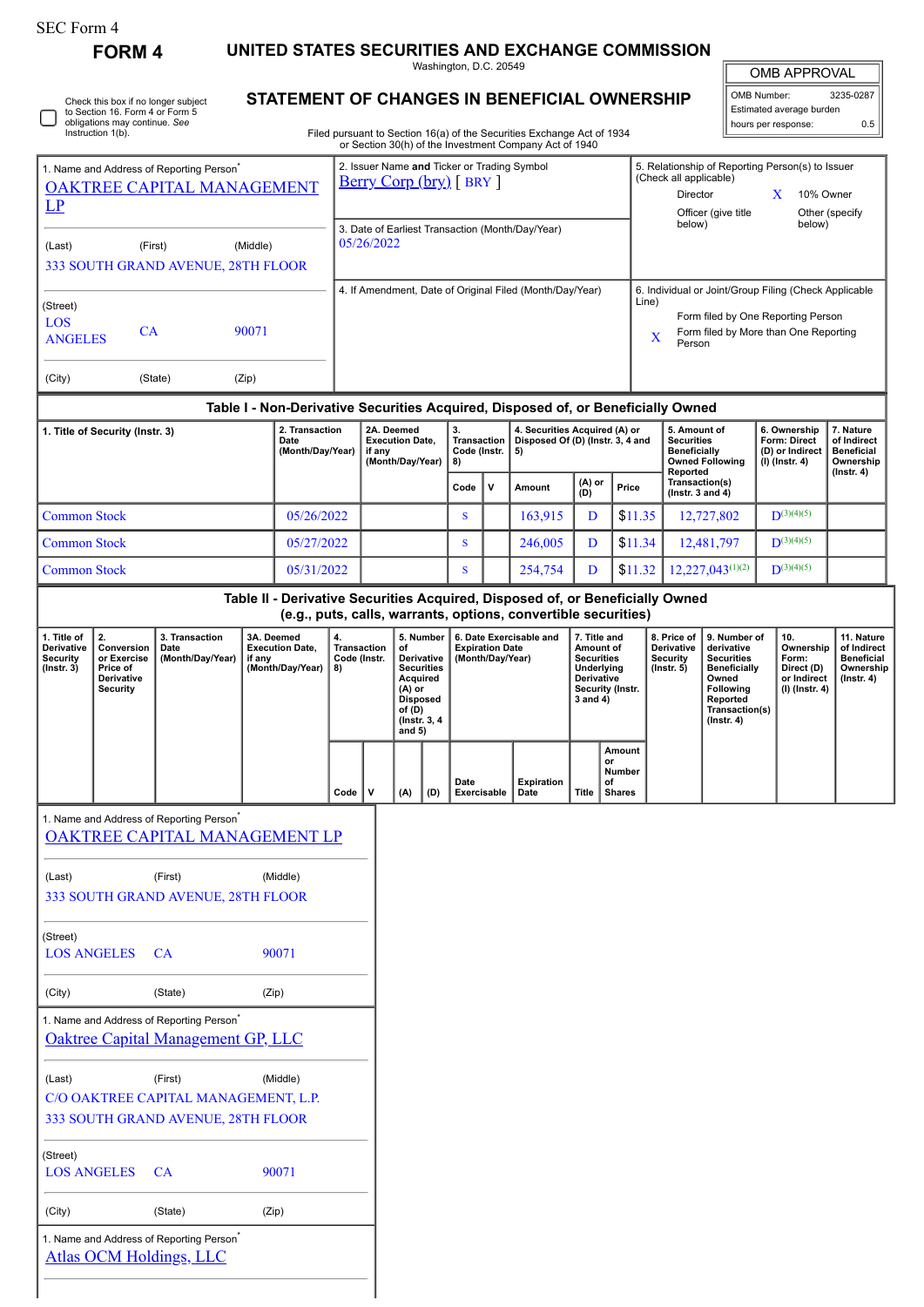SEC Form 4

# FORM 4

## UNITED STATES SECURITIES AND EXCHANGE COMMISSION

Washington, D.C. 20549

## STATEMENT OF CHANGES IN BENEFICIAL OWNERSHIP

Filed pursuant to Section 16(a) of the Securities Exchange Act of 1934 or Section 30(h) of the Investment Company Act of 1940

| OMB APPROVAL | |
|---|---|
| OMB Number: | 3235-0287 |
| Estimated average burden | |
| hours per response: | 0.5 |

☐ Check this box if no longer subject to Section 16. Form 4 or Form 5 obligations may continue. *See* Instruction 1(b).

| 1. Name and Address of Reporting Person* | 2. Issuer Name **and** Ticker or Trading Symbol | 5. Relationship of Reporting Person(s) to Issuer (Check all applicable) |
|---|---|---|
| OAKTREE CAPITAL MANAGEMENT LP | Berry Corp (bry) [ BRY ] | Director; X 10% Owner; Officer (give title below); Other (specify below) |
| (Last) (First) (Middle) 333 SOUTH GRAND AVENUE, 28TH FLOOR | 3. Date of Earliest Transaction (Month/Day/Year) 05/26/2022 | |
| (Street) LOS ANGELES CA 90071 | 4. If Amendment, Date of Original Filed (Month/Day/Year) | 6. Individual or Joint/Group Filing (Check Applicable Line): Form filed by One Reporting Person; X Form filed by More than One Reporting Person |
| (City) (State) (Zip) | | |

### Table I - Non-Derivative Securities Acquired, Disposed of, or Beneficially Owned

| 1. Title of Security (Instr. 3) | 2. Transaction Date (Month/Day/Year) | 2A. Deemed Execution Date, if any (Month/Day/Year) | 3. Transaction Code (Instr. 8) | | 4. Securities Acquired (A) or Disposed Of (D) (Instr. 3, 4 and 5) | | | 5. Amount of Securities Beneficially Owned Following Reported Transaction(s) (Instr. 3 and 4) | 6. Ownership Form: Direct (D) or Indirect (I) (Instr. 4) | 7. Nature of Indirect Beneficial Ownership (Instr. 4) |
|---|---|---|---|---|---|---|---|---|---|---|
| | | | Code | V | Amount | (A) or (D) | Price | | | |
| Common Stock | 05/26/2022 | | S | | 163,915 | D | $11.35 | 12,727,802 | D[3][4][5] | |
| Common Stock | 05/27/2022 | | S | | 246,005 | D | $11.34 | 12,481,797 | D[3][4][5] | |
| Common Stock | 05/31/2022 | | S | | 254,754 | D | $11.32 | 12,227,043[1][2] | D[3][4][5] | |

### Table II - Derivative Securities Acquired, Disposed of, or Beneficially Owned (e.g., puts, calls, warrants, options, convertible securities)

| 1. Title of Derivative Security (Instr. 3) | 2. Conversion or Exercise Price of Derivative Security | 3. Transaction Date (Month/Day/Year) | 3A. Deemed Execution Date, if any (Month/Day/Year) | 4. Transaction Code (Instr. 8) | | 5. Number of Derivative Securities Acquired (A) or Disposed of (D) (Instr. 3, 4 and 5) | | 6. Date Exercisable and Expiration Date (Month/Day/Year) | | 7. Title and Amount of Securities Underlying Derivative Security (Instr. 3 and 4) | | 8. Price of Derivative Security (Instr. 5) | 9. Number of derivative Securities Beneficially Owned Following Reported Transaction(s) (Instr. 4) | 10. Ownership Form: Direct (D) or Indirect (I) (Instr. 4) | 11. Nature of Indirect Beneficial Ownership (Instr. 4) |
|---|---|---|---|---|---|---|---|---|---|---|---|---|---|---|---|
| | | | | Code | V | (A) | (D) | Date Exercisable | Expiration Date | Title | Amount or Number of Shares | | | | |

| 1. Name and Address of Reporting Person* |
|---|
| OAKTREE CAPITAL MANAGEMENT LP |
| (Last) (First) (Middle) |
| 333 SOUTH GRAND AVENUE, 28TH FLOOR |
| (Street) |
| LOS ANGELES CA 90071 |
| (City) (State) (Zip) |

| 1. Name and Address of Reporting Person* |
|---|
| Oaktree Capital Management GP, LLC |
| (Last) (First) (Middle) |
| C/O OAKTREE CAPITAL MANAGEMENT, L.P. |
| 333 SOUTH GRAND AVENUE, 28TH FLOOR |
| (Street) |
| LOS ANGELES CA 90071 |
| (City) (State) (Zip) |

| 1. Name and Address of Reporting Person* |
|---|
| Atlas OCM Holdings, LLC |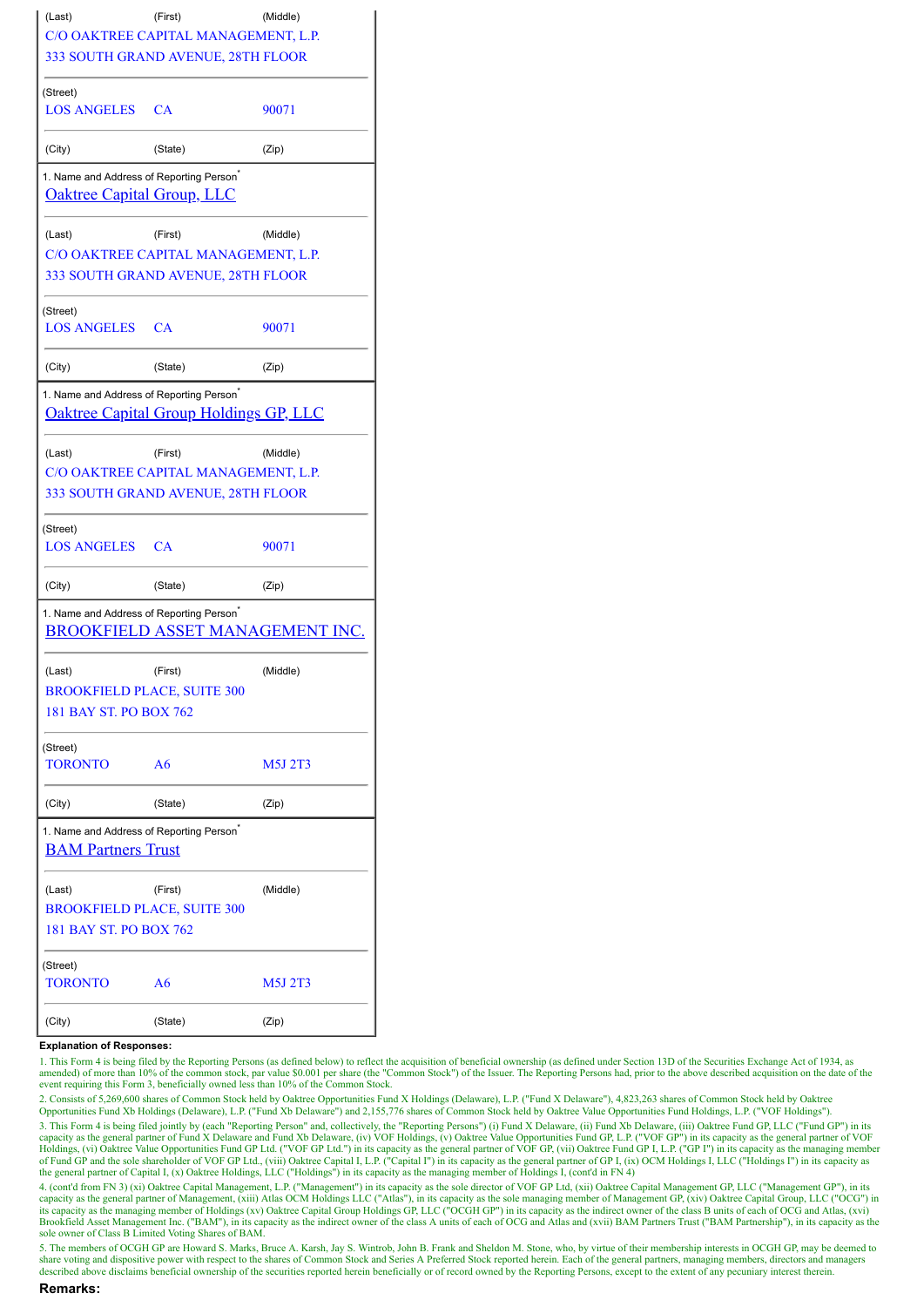| (Last) | (First) | (Middle) |
|---|---|---|
| C/O OAKTREE CAPITAL MANAGEMENT, L.P. | | |
| 333 SOUTH GRAND AVENUE, 28TH FLOOR | | |
| (Street) | | |
| LOS ANGELES | CA | 90071 |
| (City) | (State) | (Zip) |

1. Name and Address of Reporting Person*

Oaktree Capital Group, LLC

| (Last) | (First) | (Middle) |
|---|---|---|
| C/O OAKTREE CAPITAL MANAGEMENT, L.P. | | |
| 333 SOUTH GRAND AVENUE, 28TH FLOOR | | |
| (Street) | | |
| LOS ANGELES | CA | 90071 |
| (City) | (State) | (Zip) |

1. Name and Address of Reporting Person*

Oaktree Capital Group Holdings GP, LLC

| (Last) | (First) | (Middle) |
|---|---|---|
| C/O OAKTREE CAPITAL MANAGEMENT, L.P. | | |
| 333 SOUTH GRAND AVENUE, 28TH FLOOR | | |
| (Street) | | |
| LOS ANGELES | CA | 90071 |
| (City) | (State) | (Zip) |

1. Name and Address of Reporting Person*

BROOKFIELD ASSET MANAGEMENT INC.

| (Last) | (First) | (Middle) |
|---|---|---|
| BROOKFIELD PLACE, SUITE 300 | | |
| 181 BAY ST. PO BOX 762 | | |
| (Street) | | |
| TORONTO | A6 | M5J 2T3 |
| (City) | (State) | (Zip) |

1. Name and Address of Reporting Person*

BAM Partners Trust

| (Last) | (First) | (Middle) |
|---|---|---|
| BROOKFIELD PLACE, SUITE 300 | | |
| 181 BAY ST. PO BOX 762 | | |
| (Street) | | |
| TORONTO | A6 | M5J 2T3 |
| (City) | (State) | (Zip) |

**Explanation of Responses:**

1. This Form 4 is being filed by the Reporting Persons (as defined below) to reflect the acquisition of beneficial ownership (as defined under Section 13D of the Securities Exchange Act of 1934, as amended) of more than 10% of the common stock, par value $0.001 per share (the "Common Stock") of the Issuer. The Reporting Persons had, prior to the above described acquisition on the date of the event requiring this Form 3, beneficially owned less than 10% of the Common Stock.

2. Consists of 5,269,600 shares of Common Stock held by Oaktree Opportunities Fund X Holdings (Delaware), L.P. ("Fund X Delaware"), 4,823,263 shares of Common Stock held by Oaktree Opportunities Fund Xb Holdings (Delaware), L.P. ("Fund Xb Delaware") and 2,155,776 shares of Common Stock held by Oaktree Value Opportunities Fund Holdings, L.P. ("VOF Holdings").

3. This Form 4 is being filed jointly by (each "Reporting Person" and, collectively, the "Reporting Persons") (i) Fund X Delaware, (ii) Fund Xb Delaware, (iii) Oaktree Fund GP, LLC ("Fund GP") in its capacity as the general partner of Fund X Delaware and Fund Xb Delaware, (iv) VOF Holdings, (v) Oaktree Value Opportunities Fund GP, L.P. ("VOF GP") in its capacity as the general partner of VOF Holdings, (vi) Oaktree Value Opportunities Fund GP Ltd. ("VOF GP Ltd.") in its capacity as the general partner of VOF GP, (vii) Oaktree Fund GP I, L.P. ("GP I") in its capacity as the managing member of Fund GP and the sole shareholder of VOF GP Ltd., (viii) Oaktree Capital I, L.P. ("Capital I") in its capacity as the general partner of GP I, (ix) OCM Holdings I, LLC ("Holdings I") in its capacity as the general partner of Capital I, (x) Oaktree Holdings, LLC ("Holdings") in its capacity as the managing member of Holdings I, (cont'd in FN 4)

4. (cont'd from FN 3) (xi) Oaktree Capital Management, L.P. ("Management") in its capacity as the sole director of VOF GP Ltd, (xii) Oaktree Capital Management GP, LLC ("Management GP"), in its capacity as the general partner of Management, (xiii) Atlas OCM Holdings LLC ("Atlas"), in its capacity as the sole managing member of Management GP, (xiv) Oaktree Capital Group, LLC ("OCG") in its capacity as the managing member of Holdings (xv) Oaktree Capital Group Holdings GP, LLC ("OCGH GP") in its capacity as the indirect owner of the class B units of each of OCG and Atlas, (xvi) Brookfield Asset Management Inc. ("BAM"), in its capacity as the indirect owner of the class A units of each of OCG and Atlas and (xvii) BAM Partners Trust ("BAM Partnership"), in its capacity as the sole owner of Class B Limited Voting Shares of BAM.

5. The members of OCGH GP are Howard S. Marks, Bruce A. Karsh, Jay S. Wintrob, John B. Frank and Sheldon M. Stone, who, by virtue of their membership interests in OCGH GP, may be deemed to share voting and dispositive power with respect to the shares of Common Stock and Series A Preferred Stock reported herein. Each of the general partners, managing members, directors and managers described above disclaims beneficial ownership of the securities reported herein beneficially or of record owned by the Reporting Persons, except to the extent of any pecuniary interest therein.

**Remarks:**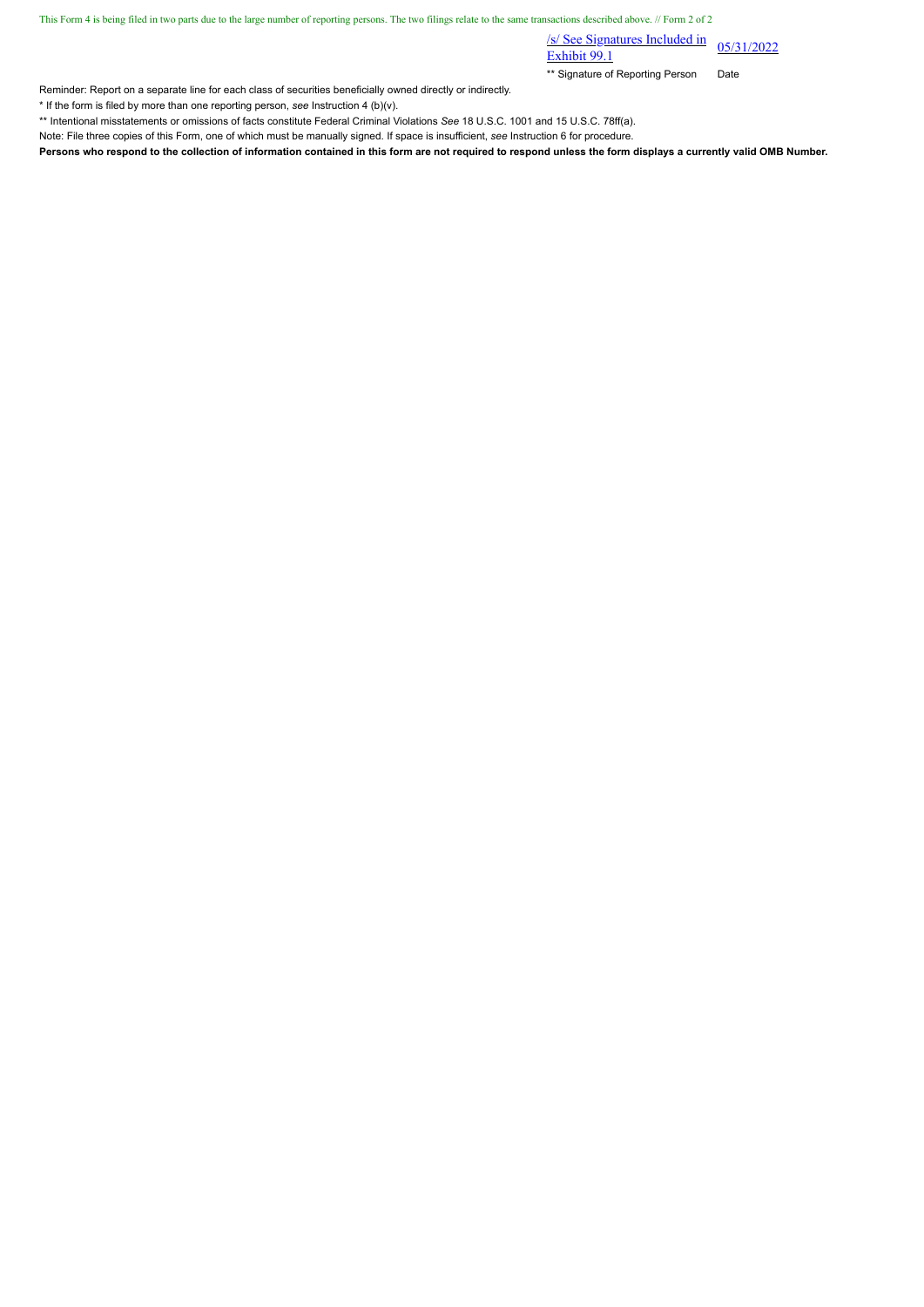This Form 4 is being filed in two parts due to the large number of reporting persons. The two filings relate to the same transactions described above. // Form 2 of 2

| /s/ See Signatures Included in Exhibit 99.1 | 05/31/2022 |
|---|---|
| ** Signature of Reporting Person | Date |

Reminder: Report on a separate line for each class of securities beneficially owned directly or indirectly.

* If the form is filed by more than one reporting person, *see* Instruction 4 (b)(v).

** Intentional misstatements or omissions of facts constitute Federal Criminal Violations *See* 18 U.S.C. 1001 and 15 U.S.C. 78ff(a).

Note: File three copies of this Form, one of which must be manually signed. If space is insufficient, *see* Instruction 6 for procedure.

**Persons who respond to the collection of information contained in this form are not required to respond unless the form displays a currently valid OMB Number.**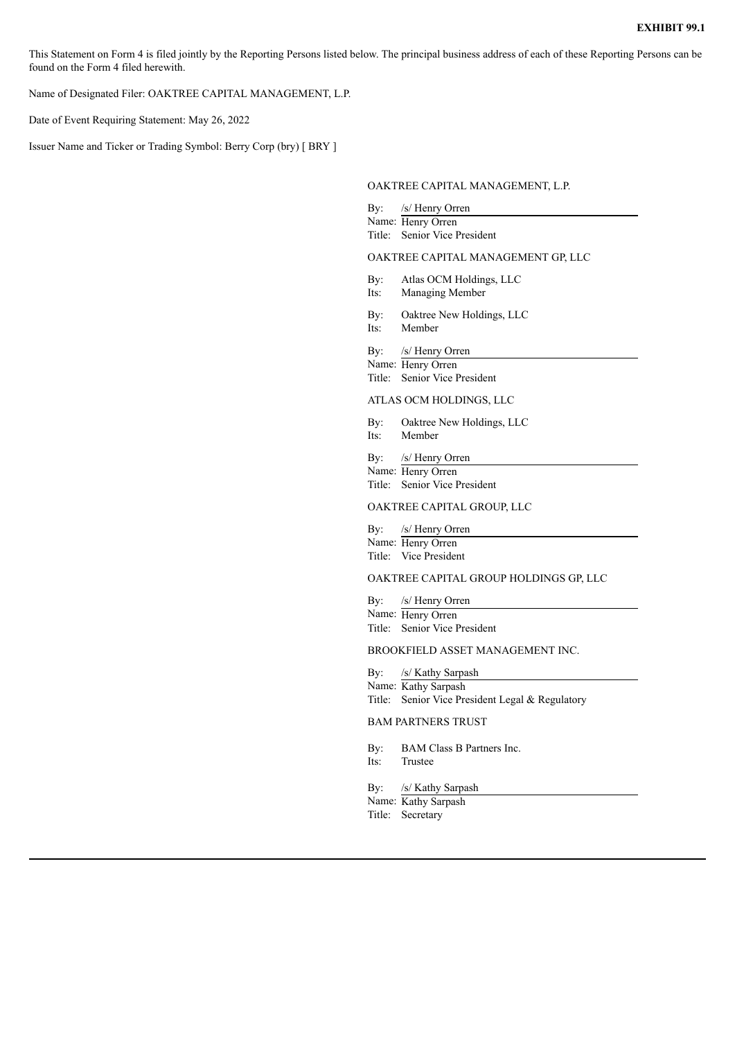**EXHIBIT 99.1**

This Statement on Form 4 is filed jointly by the Reporting Persons listed below. The principal business address of each of these Reporting Persons can be found on the Form 4 filed herewith.

Name of Designated Filer: OAKTREE CAPITAL MANAGEMENT, L.P.

Date of Event Requiring Statement: May 26, 2022

Issuer Name and Ticker or Trading Symbol: Berry Corp (bry) [ BRY ]

OAKTREE CAPITAL MANAGEMENT, L.P.

By: /s/ Henry Orren
Name: Henry Orren
Title: Senior Vice President

OAKTREE CAPITAL MANAGEMENT GP, LLC

By: Atlas OCM Holdings, LLC
Its: Managing Member

By: Oaktree New Holdings, LLC
Its: Member

By: /s/ Henry Orren
Name: Henry Orren
Title: Senior Vice President

ATLAS OCM HOLDINGS, LLC

By: Oaktree New Holdings, LLC
Its: Member

By: /s/ Henry Orren
Name: Henry Orren
Title: Senior Vice President

OAKTREE CAPITAL GROUP, LLC

By: /s/ Henry Orren
Name: Henry Orren
Title: Vice President

OAKTREE CAPITAL GROUP HOLDINGS GP, LLC

By: /s/ Henry Orren
Name: Henry Orren
Title: Senior Vice President

BROOKFIELD ASSET MANAGEMENT INC.

By: /s/ Kathy Sarpash
Name: Kathy Sarpash
Title: Senior Vice President Legal & Regulatory

BAM PARTNERS TRUST

By: BAM Class B Partners Inc.
Its: Trustee

By: /s/ Kathy Sarpash
Name: Kathy Sarpash
Title: Secretary